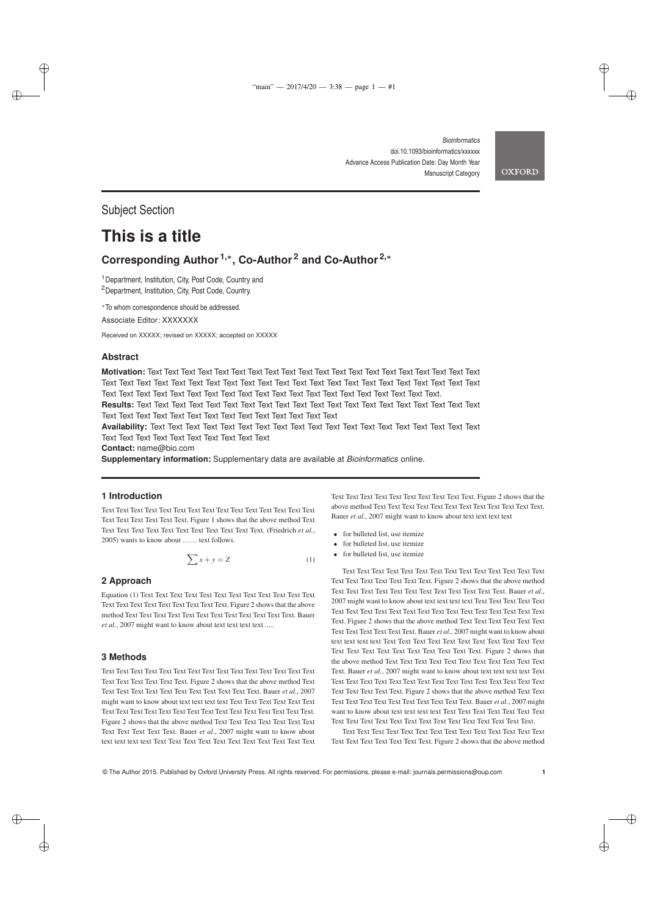*Bioinformatics*
doi.10.1093/bioinformatics/xxxxxx
Advance Access Publication Date: Day Month Year
Manuscript Category

Subject Section

# This is a title

**Corresponding Author [1,*], Co-Author [2] and Co-Author [2,*]**

[1]Department, Institution, City, Post Code, Country and
[2]Department, Institution, City, Post Code, Country.

*To whom correspondence should be addressed.

Associate Editor: XXXXXXX

Received on XXXXX; revised on XXXXX; accepted on XXXXX

## Abstract

**Motivation:** Text Text Text Text Text Text Text Text Text Text Text Text Text Text Text Text Text Text Text Text Text Text Text Text Text Text Text Text Text Text Text Text Text Text Text Text Text Text Text Text Text Text Text Text Text Text Text Text Text Text Text Text Text Text Text Text Text Text Text Text Text Text Text Text.
**Results:** Text Text Text Text Text Text Text Text Text Text Text Text Text Text Text Text Text Text Text Text Text Text Text Text Text Text Text Text Text Text Text Text Text Text Text
**Availability:** Text Text Text Text Text Text Text Text Text Text Text Text Text Text Text Text Text Text Text Text Text Text Text Text Text Text Text Text Text Text Text
**Contact:** name@bio.com
**Supplementary information:** Supplementary data are available at *Bioinformatics* online.

## 1 Introduction

Text Text Text Text Text Text Text Text Text Text Text Text Text Text Text Text Text Text Text Text Text Text. Figure 1 shows that the above method Text Text Text Text Text Text Text Text Text Text Text Text Text. (Friedrich *et al.*, 2005) wants to know about …… text follows.

$$\sum x + y = Z \tag{1}$$

## 2 Approach

Equation (1) Text Text Text Text Text Text Text Text Text Text Text Text Text Text Text Text Text Text Text Text Text Text Text. Figure 2 shows that the above method Text Text Text Text Text Text Text Text Text Text Text Text Text. Bauer *et al.*, 2007 might want to know about text text text text .....

## 3 Methods

Text Text Text Text Text Text Text Text Text Text Text Text Text Text Text Text Text Text Text Text Text Text. Figure 2 shows that the above method Text Text Text Text Text Text Text Text Text Text Text Text Text. Bauer *et al.*, 2007 might want to know about text text text text Text Text Text Text Text Text Text Text Text Text Text Text Text Text Text Text Text Text Text Text Text. Figure 2 shows that the above method Text Text Text Text Text Text Text Text Text Text Text. Bauer *et al.*, 2007 might want to know about text text text text Text Text Text Text Text Text Text Text Text Text Text Text Text Text Text Text Text Text Text Text Text Text. Figure 2 shows that the above method Text Text Text Text Text Text Text Text Text Text Text Text Text. Bauer *et al.*, 2007 might want to know about text text text text

- for bulleted list, use itemize
- for bulleted list, use itemize
- for bulleted list, use itemize

Text Text Text Text Text Text Text Text Text Text Text Text Text Text Text Text Text Text Text Text Text Text. Figure 2 shows that the above method Text Text Text Text Text Text Text Text Text Text Text Text Text. Bauer *et al.*, 2007 might want to know about text text text text Text Text Text Text Text Text Text Text Text Text Text Text Text Text Text Text Text Text Text Text Text Text. Figure 2 shows that the above method Text Text Text Text Text Text Text Text Text Text Text. Bauer *et al.*, 2007 might want to know about text text text text Text Text Text Text Text Text Text Text Text Text Text Text Text Text Text Text Text Text Text Text Text Text. Figure 2 shows that the above method Text Text Text Text Text Text Text Text Text Text Text Text Text. Bauer *et al.*, 2007 might want to know about text text text text Text Text Text Text Text Text Text Text Text Text Text Text Text Text Text Text Text Text Text Text Text Text. Figure 2 shows that the above method Text Text Text Text Text Text Text Text Text Text Text Text Text. Bauer *et al.*, 2007 might want to know about text text text text Text Text Text Text Text Text Text Text Text Text Text Text Text Text Text Text Text Text Text Text Text Text.

Text Text Text Text Text Text Text Text Text Text Text Text Text Text Text Text Text Text Text Text Text Text. Figure 2 shows that the above method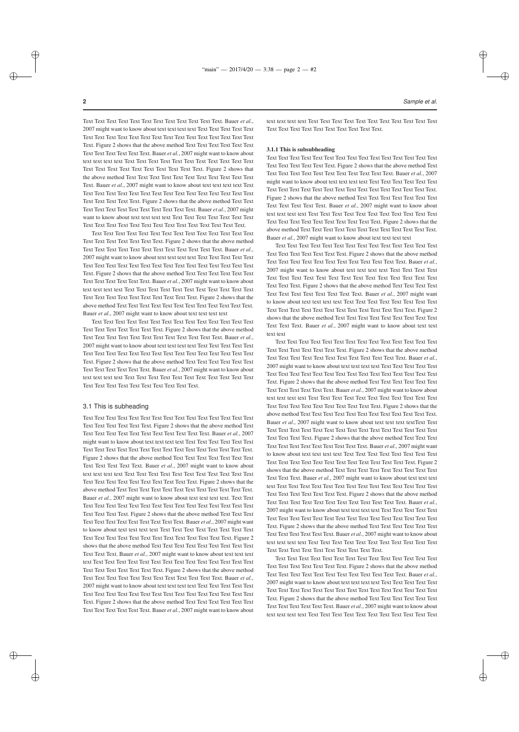Text Text Text Text Text Text Text Text Text Text Text Text Text. Bauer *et al.*, 2007 might want to know about text text text text Text Text Text Text Text Text Text Text Text Text Text Text Text Text Text Text Text Text Text Text Text. Figure 2 shows that the above method Text Text Text Text Text Text Text Text Text Text Text. Bauer *et al.*, 2007 might want to know about text text text text Text Text Text Text Text Text Text Text Text Text Text Text Text Text Text Text Text Text Text Text Text. Figure 2 shows that the above method Text Text Text Text Text Text Text Text Text Text Text. Bauer *et al.*, 2007 might want to know about text text text text Text Text Text Text Text Text Text Text Text Text Text Text Text Text Text Text Text Text Text Text Text. Figure 2 shows that the above method Text Text Text Text Text Text Text Text Text Text Text. Bauer *et al.*, 2007 might want to know about text text text text Text Text Text Text Text Text Text Text Text Text Text Text Text Text Text Text Text Text Text Text Text.

Text Text Text Text Text Text Text Text Text Text Text Text Text Text Text Text Text Text Text Text Text. Figure 2 shows that the above method Text Text Text Text Text Text Text Text Text Text Text. Bauer *et al.*, 2007 might want to know about text text text text Text Text Text Text Text Text Text Text Text Text Text Text Text Text Text Text Text Text Text Text Text. Figure 2 shows that the above method Text Text Text Text Text Text Text Text Text Text Text. Bauer *et al.*, 2007 might want to know about text text text text Text Text Text Text Text Text Text Text Text Text Text Text Text Text Text Text Text Text Text Text Text. Figure 2 shows that the above method Text Text Text Text Text Text Text Text Text Text Text. Bauer *et al.*, 2007 might want to know about text text text text

Text Text Text Text Text Text Text Text Text Text Text Text Text Text Text Text Text Text Text Text Text. Figure 2 shows that the above method Text Text Text Text Text Text Text Text Text Text Text. Bauer *et al.*, 2007 might want to know about text text text text Text Text Text Text Text Text Text Text Text Text Text Text Text Text Text Text Text Text Text Text Text. Figure 2 shows that the above method Text Text Text Text Text Text Text Text Text Text Text. Bauer *et al.*, 2007 might want to know about text text text text Text Text Text Text Text Text Text Text Text Text Text Text Text Text Text Text Text Text Text Text Text.

## 3.1 This is subheading

Text Text Text Text Text Text Text Text Text Text Text Text Text Text Text Text Text Text Text Text Text. Figure 2 shows that the above method Text Text Text Text Text Text Text Text Text Text Text. Bauer *et al.*, 2007 might want to know about text text text text Text Text Text Text Text Text Text Text Text Text Text Text Text Text Text Text Text Text Text Text Text. Figure 2 shows that the above method Text Text Text Text Text Text Text Text Text Text Text. Bauer *et al.*, 2007 might want to know about text text text text Text Text Text Text Text Text Text Text Text Text Text Text Text Text Text Text Text Text Text Text Text. Figure 2 shows that the above method Text Text Text Text Text Text Text Text Text Text Text. Bauer *et al.*, 2007 might want to know about text text text text. Text Text Text Text Text Text Text Text Text Text Text Text Text Text Text Text Text Text Text Text Text. Figure 2 shows that the above method Text Text Text Text Text Text Text Text Text Text Text. Bauer *et al.*, 2007 might want to know about text text text text Text Text Text Text Text Text Text Text Text Text Text Text Text Text Text Text Text Text Text Text Text. Figure 2 shows that the above method Text Text Text Text Text Text Text Text Text Text Text. Bauer *et al.*, 2007 might want to know about text text text text Text Text Text Text Text Text Text Text Text Text Text Text Text Text Text Text Text Text Text Text Text. Figure 2 shows that the above method Text Text Text Text Text Text Text Text Text Text Text. Bauer *et al.*, 2007 might want to know about text text text text Text Text Text Text Text Text Text Text Text Text Text Text Text Text Text Text Text Text Text Text Text. Figure 2 shows that the above method Text Text Text Text Text Text Text Text Text Text Text. Bauer *et al.*, 2007 might want to know about text text text text Text Text Text Text Text Text Text Text Text Text Text Text Text Text Text Text Text Text Text Text Text.

### 3.1.1 This is subsubheading

Text Text Text Text Text Text Text Text Text Text Text Text Text Text Text Text Text Text Text Text Text. Figure 2 shows that the above method Text Text Text Text Text Text Text Text Text Text Text. Bauer *et al.*, 2007 might want to know about text text text text Text Text Text Text Text Text Text Text Text Text Text Text Text Text Text Text Text Text Text Text Text. Figure 2 shows that the above method Text Text Text Text Text Text Text Text Text Text Text. Bauer *et al.*, 2007 might want to know about text text text text Text Text Text Text Text Text Text Text Text Text Text Text Text Text Text Text Text Text Text Text Text. Figure 2 shows that the above method Text Text Text Text Text Text Text Text Text Text Text. Bauer *et al.*, 2007 might want to know about text text text text

Text Text Text Text Text Text Text Text Text Text Text Text Text Text Text Text Text Text Text Text Text. Figure 2 shows that the above method Text Text Text Text Text Text Text Text Text Text Text. Bauer *et al.*, 2007 might want to know about text text text text Text Text Text Text Text Text Text Text Text Text Text Text Text Text Text Text Text Text Text Text Text. Figure 2 shows that the above method Text Text Text Text Text Text Text Text Text Text Text. Bauer *et al.*, 2007 might want to know about text text text text Text Text Text Text Text Text Text Text Text Text Text Text Text Text Text Text Text Text Text Text Text. Figure 2 shows that the above method Text Text Text Text Text Text Text Text Text Text Text. Bauer *et al.*, 2007 might want to know about text text text text

Text Text Text Text Text Text Text Text Text Text Text Text Text Text Text Text Text Text Text Text Text. Figure 2 shows that the above method Text Text Text Text Text Text Text Text Text Text Text. Bauer *et al.*, 2007 might want to know about text text text text Text Text Text Text Text Text Text Text Text Text Text Text Text Text Text Text Text Text Text Text Text. Figure 2 shows that the above method Text Text Text Text Text Text Text Text Text Text Text. Bauer *et al.*, 2007 might want to know about text text text text Text Text Text Text Text Text Text Text Text Text Text Text Text Text Text Text Text Text Text Text Text. Figure 2 shows that the above method Text Text Text Text Text Text Text Text Text Text Text. Bauer *et al.*, 2007 might want to know about text text text textText Text Text Text Text Text Text Text Text Text Text Text Text Text Text Text Text Text Text Text Text. Figure 2 shows that the above method Text Text Text Text Text Text Text Text Text Text Text. Bauer *et al.*, 2007 might want to know about text text text text Text Text Text Text Text Text Text Text Text Text Text Text Text Text Text Text Text Text Text Text Text. Figure 2 shows that the above method Text Text Text Text Text Text Text Text Text Text Text. Bauer *et al.*, 2007 might want to know about text text text text Text Text Text Text Text Text Text Text Text Text Text Text Text Text Text Text Text Text Text Text Text. Figure 2 shows that the above method Text Text Text Text Text Text Text Text Text Text Text. Bauer *et al.*, 2007 might want to know about text text text text Text Text Text Text Text Text Text Text Text Text Text Text Text Text Text Text Text Text Text Text Text. Figure 2 shows that the above method Text Text Text Text Text Text Text Text Text Text Text. Bauer *et al.*, 2007 might want to know about text text text text Text Text Text Text Text Text Text Text Text Text Text Text Text Text Text Text Text Text Text Text Text.

Text Text Text Text Text Text Text Text Text Text Text Text Text Text Text Text Text Text Text Text Text. Figure 2 shows that the above method Text Text Text Text Text Text Text Text Text Text Text. Bauer *et al.*, 2007 might want to know about text text text text Text Text Text Text Text Text Text Text Text Text Text Text Text Text Text Text Text Text Text Text Text. Figure 2 shows that the above method Text Text Text Text Text Text Text Text Text Text Text. Bauer *et al.*, 2007 might want to know about text text text text Text Text Text Text Text Text Text Text Text Text Text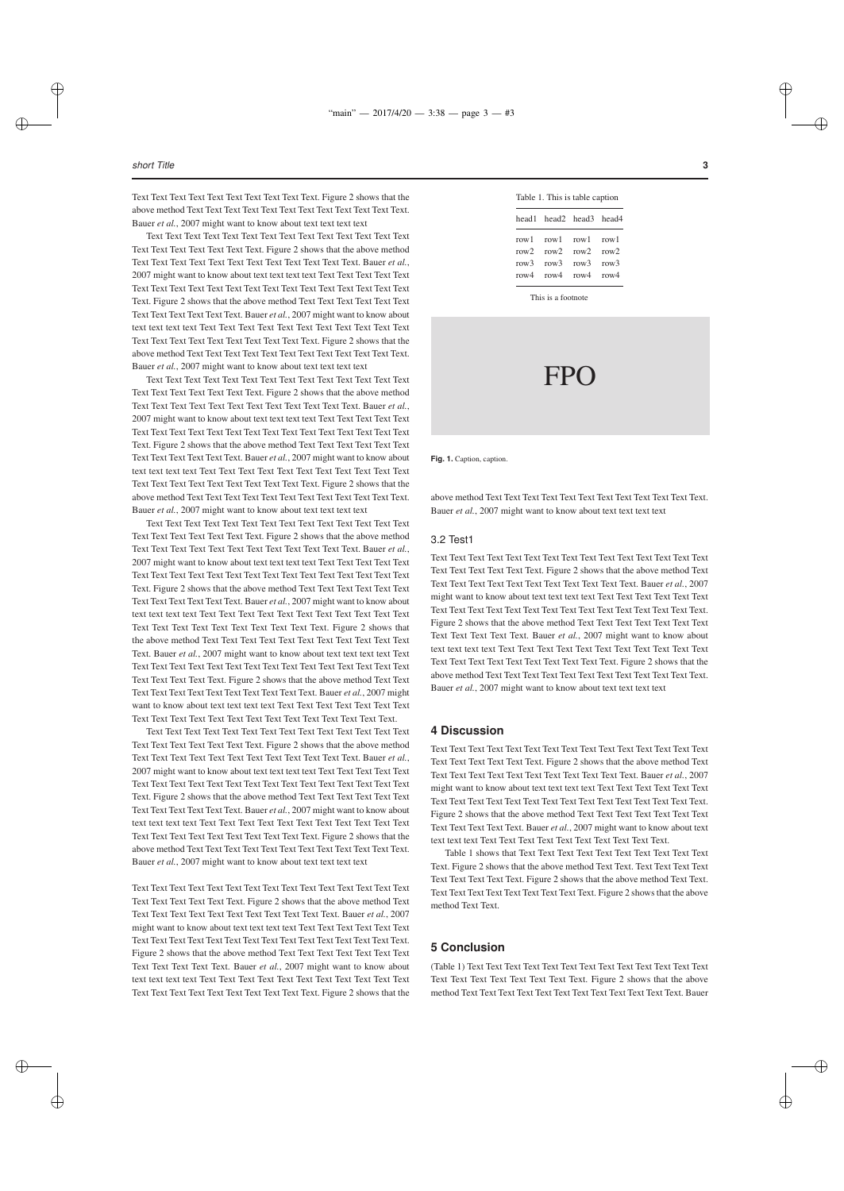Text Text Text Text Text Text Text Text Text Text Text. Figure 2 shows that the above method Text Text Text Text Text Text Text Text Text Text Text Text Text. Bauer *et al.*, 2007 might want to know about text text text text

Text Text Text Text Text Text Text Text Text Text Text Text Text Text Text Text Text Text Text Text Text Text. Figure 2 shows that the above method Text Text Text Text Text Text Text Text Text Text Text Text Text. Bauer *et al.*, 2007 might want to know about text text text text Text Text Text Text Text Text Text Text Text Text Text Text Text Text Text Text Text Text Text Text Text. Figure 2 shows that the above method Text Text Text Text Text Text Text Text Text Text Text. Bauer *et al.*, 2007 might want to know about text text text text Text Text Text Text Text Text Text Text Text Text Text Text Text Text Text Text Text Text Text Text Text. Figure 2 shows that the above method Text Text Text Text Text Text Text Text Text Text Text Text Text. Bauer *et al.*, 2007 might want to know about text text text text

Text Text Text Text Text Text Text Text Text Text Text Text Text Text Text Text Text Text Text Text Text Text. Figure 2 shows that the above method Text Text Text Text Text Text Text Text Text Text Text Text Text. Bauer *et al.*, 2007 might want to know about text text text text Text Text Text Text Text Text Text Text Text Text Text Text Text Text Text Text Text Text Text Text Text. Figure 2 shows that the above method Text Text Text Text Text Text Text Text Text Text Text. Bauer *et al.*, 2007 might want to know about text text text text Text Text Text Text Text Text Text Text Text Text Text Text Text Text Text Text Text Text Text Text Text. Figure 2 shows that the above method Text Text Text Text Text Text Text Text Text Text Text Text Text. Bauer *et al.*, 2007 might want to know about text text text text

Text Text Text Text Text Text Text Text Text Text Text Text Text Text Text Text Text Text Text Text Text Text. Figure 2 shows that the above method Text Text Text Text Text Text Text Text Text Text Text Text Text. Bauer *et al.*, 2007 might want to know about text text text text Text Text Text Text Text Text Text Text Text Text Text Text Text Text Text Text Text Text Text Text Text. Figure 2 shows that the above method Text Text Text Text Text Text Text Text Text Text Text. Bauer *et al.*, 2007 might want to know about text text text text Text Text Text Text Text Text Text Text Text Text Text Text Text Text Text Text Text Text Text Text Text. Figure 2 shows that the above method Text Text Text Text Text Text Text Text Text Text Text Text Text. Bauer *et al.*, 2007 might want to know about text text text text Text Text Text Text Text Text Text Text Text Text Text Text Text Text Text Text Text Text Text Text Text. Figure 2 shows that the above method Text Text Text Text Text Text Text Text Text Text Text. Bauer *et al.*, 2007 might want to know about text text text text Text Text Text Text Text Text Text Text Text Text Text Text Text Text Text Text Text Text Text Text Text Text Text.

Text Text Text Text Text Text Text Text Text Text Text Text Text Text Text Text Text Text Text Text Text Text. Figure 2 shows that the above method Text Text Text Text Text Text Text Text Text Text Text Text Text. Bauer *et al.*, 2007 might want to know about text text text text Text Text Text Text Text Text Text Text Text Text Text Text Text Text Text Text Text Text Text Text Text. Figure 2 shows that the above method Text Text Text Text Text Text Text Text Text Text Text. Bauer *et al.*, 2007 might want to know about text text text text Text Text Text Text Text Text Text Text Text Text Text Text Text Text Text Text Text Text Text Text Text. Figure 2 shows that the above method Text Text Text Text Text Text Text Text Text Text Text Text Text. Bauer *et al.*, 2007 might want to know about text text text text

Text Text Text Text Text Text Text Text Text Text Text Text Text Text Text Text Text Text Text Text Text Text. Figure 2 shows that the above method Text Text Text Text Text Text Text Text Text Text Text Text Text. Bauer *et al.*, 2007 might want to know about text text text text Text Text Text Text Text Text Text Text Text Text Text Text Text Text Text Text Text Text Text Text Text. Figure 2 shows that the above method Text Text Text Text Text Text Text Text Text Text Text. Bauer *et al.*, 2007 might want to know about text text text text Text Text Text Text Text Text Text Text Text Text Text Text Text Text Text Text Text Text Text Text Text. Figure 2 shows that the above method Text Text Text Text Text Text Text Text Text Text Text Text Text. Bauer *et al.*, 2007 might want to know about text text text text

Table 1. This is table caption

| head1 | head2 | head3 | head4 |
|---|---|---|---|
| row1 | row1 | row1 | row1 |
| row2 | row2 | row2 | row2 |
| row3 | row3 | row3 | row3 |
| row4 | row4 | row4 | row4 |

This is a footnote

FPO

**Fig. 1.** Caption, caption.

### 3.2 Test1

Text Text Text Text Text Text Text Text Text Text Text Text Text Text Text Text Text Text Text Text Text Text. Figure 2 shows that the above method Text Text Text Text Text Text Text Text Text Text Text Text Text. Bauer *et al.*, 2007 might want to know about text text text text Text Text Text Text Text Text Text Text Text Text Text Text Text Text Text Text Text Text Text Text Text. Figure 2 shows that the above method Text Text Text Text Text Text Text Text Text Text Text. Bauer *et al.*, 2007 might want to know about text text text text Text Text Text Text Text Text Text Text Text Text Text Text Text Text Text Text Text Text Text Text Text. Figure 2 shows that the above method Text Text Text Text Text Text Text Text Text Text Text Text Text. Bauer *et al.*, 2007 might want to know about text text text text

## 4 Discussion

Text Text Text Text Text Text Text Text Text Text Text Text Text Text Text Text Text Text Text Text Text Text. Figure 2 shows that the above method Text Text Text Text Text Text Text Text Text Text Text Text Text. Bauer *et al.*, 2007 might want to know about text text text text Text Text Text Text Text Text Text Text Text Text Text Text Text Text Text Text Text Text Text Text Text. Figure 2 shows that the above method Text Text Text Text Text Text Text Text Text Text Text. Bauer *et al.*, 2007 might want to know about text text text text Text Text Text Text Text Text Text Text Text Text Text.

Table 1 shows that Text Text Text Text Text Text Text Text Text Text Text. Figure 2 shows that the above method Text Text. Text Text Text Text Text Text Text Text Text. Figure 2 shows that the above method Text Text. Text Text Text Text Text Text Text Text Text. Figure 2 shows that the above method Text Text.

## 5 Conclusion

(Table 1) Text Text Text Text Text Text Text Text Text Text Text Text Text Text Text Text Text Text Text Text Text Text. Figure 2 shows that the above method Text Text Text Text Text Text Text Text Text Text Text Text Text. Bauer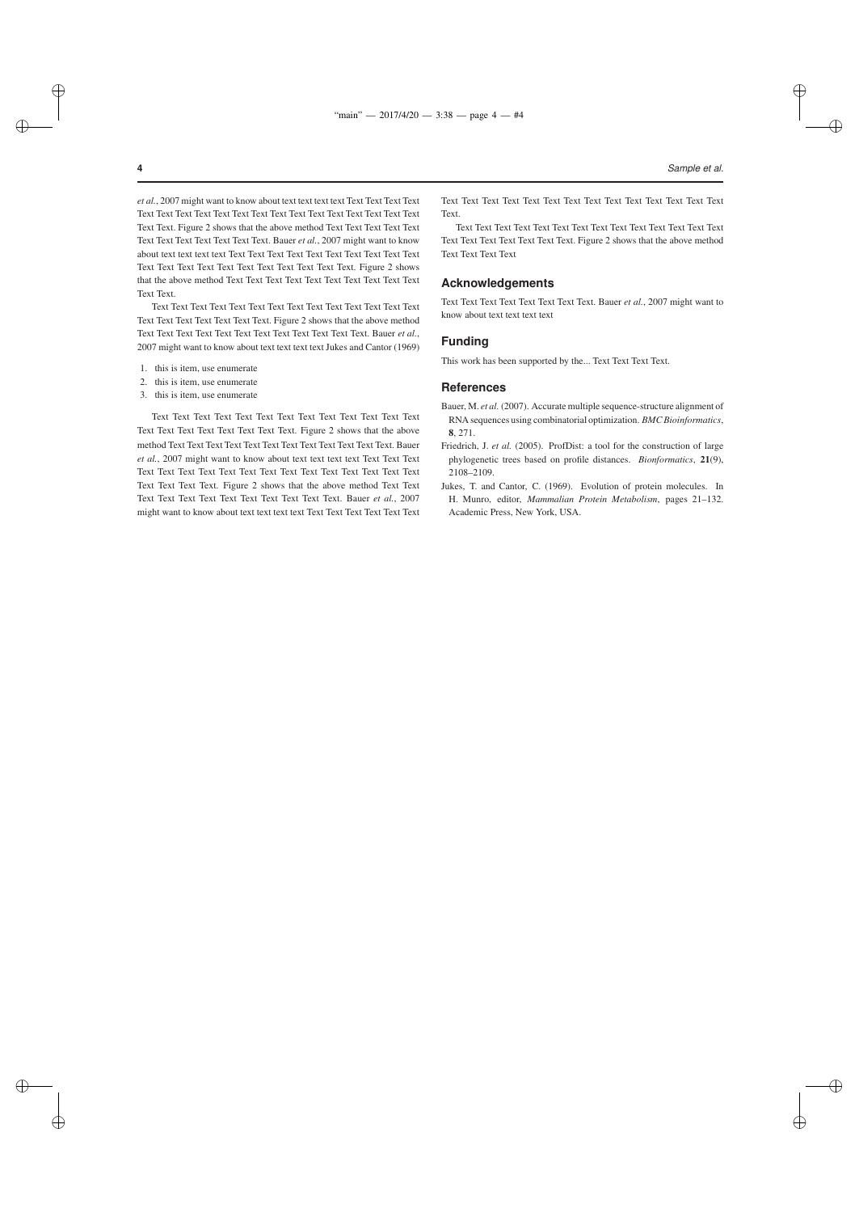*et al.*, 2007 might want to know about text text text text Text Text Text Text Text Text Text Text Text Text Text Text Text Text Text Text Text Text Text Text Text Text. Figure 2 shows that the above method Text Text Text Text Text Text Text Text Text Text Text. Bauer *et al.*, 2007 might want to know about text text text text Text Text Text Text Text Text Text Text Text Text Text Text Text Text Text Text Text Text Text Text Text Text. Figure 2 shows that the above method Text Text Text Text Text Text Text Text Text Text Text Text.

Text Text Text Text Text Text Text Text Text Text Text Text Text Text Text Text Text Text Text Text Text Text. Figure 2 shows that the above method Text Text Text Text Text Text Text Text Text Text Text Text Text. Bauer *et al.*, 2007 might want to know about text text text text Jukes and Cantor (1969)

1. this is item, use enumerate
2. this is item, use enumerate
3. this is item, use enumerate

Text Text Text Text Text Text Text Text Text Text Text Text Text Text Text Text Text Text Text Text Text Text. Figure 2 shows that the above method Text Text Text Text Text Text Text Text Text Text Text Text Text. Bauer *et al.*, 2007 might want to know about text text text text Text Text Text Text Text Text Text Text Text Text Text Text Text Text Text Text Text Text Text Text Text Text. Figure 2 shows that the above method Text Text Text Text Text Text Text Text Text Text Text. Bauer *et al.*, 2007 might want to know about text text text text Text Text Text Text Text Text Text Text Text Text Text Text Text Text Text Text Text Text Text Text Text Text.

Text Text Text Text Text Text Text Text Text Text Text Text Text Text Text Text Text Text Text Text Text. Figure 2 shows that the above method Text Text Text Text

## Acknowledgements

Text Text Text Text Text Text Text Text. Bauer *et al.*, 2007 might want to know about text text text text

## Funding

This work has been supported by the... Text Text Text Text.

## References

Bauer, M. *et al.* (2007). Accurate multiple sequence-structure alignment of RNA sequences using combinatorial optimization. *BMC Bioinformatics*, **8**, 271.

Friedrich, J. *et al.* (2005). ProfDist: a tool for the construction of large phylogenetic trees based on profile distances. *Bioinformatics*, **21**(9), 2108–2109.

Jukes, T. and Cantor, C. (1969). Evolution of protein molecules. In H. Munro, editor, *Mammalian Protein Metabolism*, pages 21–132. Academic Press, New York, USA.